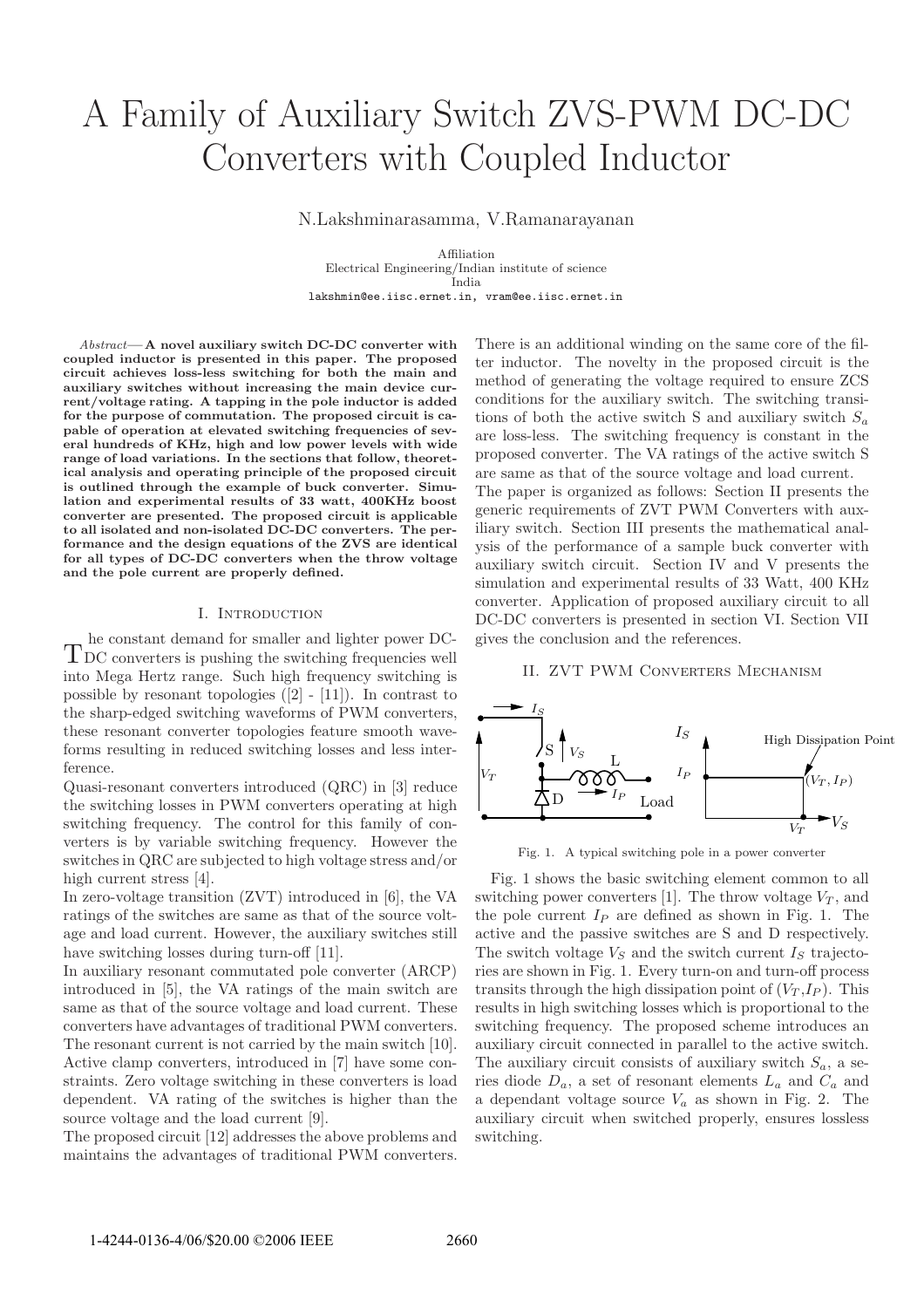# A Family of Auxiliary Switch ZVS-PWM DC-DC Converters with Coupled Inductor

N.Lakshminarasamma, V.Ramanarayanan

Affiliation
Electrical Engineering/Indian institute of science
India
lakshmin@ee.iisc.ernet.in, vram@ee.iisc.ernet.in

*Abstract*— **A novel auxiliary switch DC-DC converter with coupled inductor is presented in this paper. The proposed circuit achieves loss-less switching for both the main and auxiliary switches without increasing the main device current/voltage rating. A tapping in the pole inductor is added for the purpose of commutation. The proposed circuit is capable of operation at elevated switching frequencies of several hundreds of KHz, high and low power levels with wide range of load variations. In the sections that follow, theoretical analysis and operating principle of the proposed circuit is outlined through the example of buck converter. Simulation and experimental results of 33 watt, 400KHz boost converter are presented. The proposed circuit is applicable to all isolated and non-isolated DC-DC converters. The performance and the design equations of the ZVS are identical for all types of DC-DC converters when the throw voltage and the pole current are properly defined.**

## I. Introduction

The constant demand for smaller and lighter power DC-DC converters is pushing the switching frequencies well into Mega Hertz range. Such high frequency switching is possible by resonant topologies ([2] - [11]). In contrast to the sharp-edged switching waveforms of PWM converters, these resonant converter topologies feature smooth waveforms resulting in reduced switching losses and less interference.

Quasi-resonant converters introduced (QRC) in [3] reduce the switching losses in PWM converters operating at high switching frequency. The control for this family of converters is by variable switching frequency. However the switches in QRC are subjected to high voltage stress and/or high current stress [4].

In zero-voltage transition (ZVT) introduced in [6], the VA ratings of the switches are same as that of the source voltage and load current. However, the auxiliary switches still have switching losses during turn-off [11].

In auxiliary resonant commutated pole converter (ARCP) introduced in [5], the VA ratings of the main switch are same as that of the source voltage and load current. These converters have advantages of traditional PWM converters. The resonant current is not carried by the main switch [10]. Active clamp converters, introduced in [7] have some constraints. Zero voltage switching in these converters is load dependent. VA rating of the switches is higher than the source voltage and the load current [9].

The proposed circuit [12] addresses the above problems and maintains the advantages of traditional PWM converters. There is an additional winding on the same core of the filter inductor. The novelty in the proposed circuit is the method of generating the voltage required to ensure ZCS conditions for the auxiliary switch. The switching transitions of both the active switch S and auxiliary switch $S_a$ are loss-less. The switching frequency is constant in the proposed converter. The VA ratings of the active switch S are same as that of the source voltage and load current.

The paper is organized as follows: Section II presents the generic requirements of ZVT PWM Converters with auxiliary switch. Section III presents the mathematical analysis of the performance of a sample buck converter with auxiliary switch circuit. Section IV and V presents the simulation and experimental results of 33 Watt, 400 KHz converter. Application of proposed auxiliary circuit to all DC-DC converters is presented in section VI. Section VII gives the conclusion and the references.

## II. ZVT PWM Converters Mechanism

$I_S$
S
$V_S$
L
$V_T$
D
$I_P$
Load
$I_S$
High Dissipation Point
$I_P$
$(V_T, I_P)$
$V_T$
$V_S$

Fig. 1. A typical switching pole in a power converter

Fig. 1 shows the basic switching element common to all switching power converters [1]. The throw voltage $V_T$, and the pole current $I_P$ are defined as shown in Fig. 1. The active and the passive switches are S and D respectively. The switch voltage $V_S$ and the switch current $I_S$ trajectories are shown in Fig. 1. Every turn-on and turn-off process transits through the high dissipation point of $(V_T, I_P)$. This results in high switching losses which is proportional to the switching frequency. The proposed scheme introduces an auxiliary circuit connected in parallel to the active switch. The auxiliary circuit consists of auxiliary switch $S_a$, a series diode $D_a$, a set of resonant elements $L_a$ and $C_a$ and a dependant voltage source $V_a$ as shown in Fig. 2. The auxiliary circuit when switched properly, ensures lossless switching.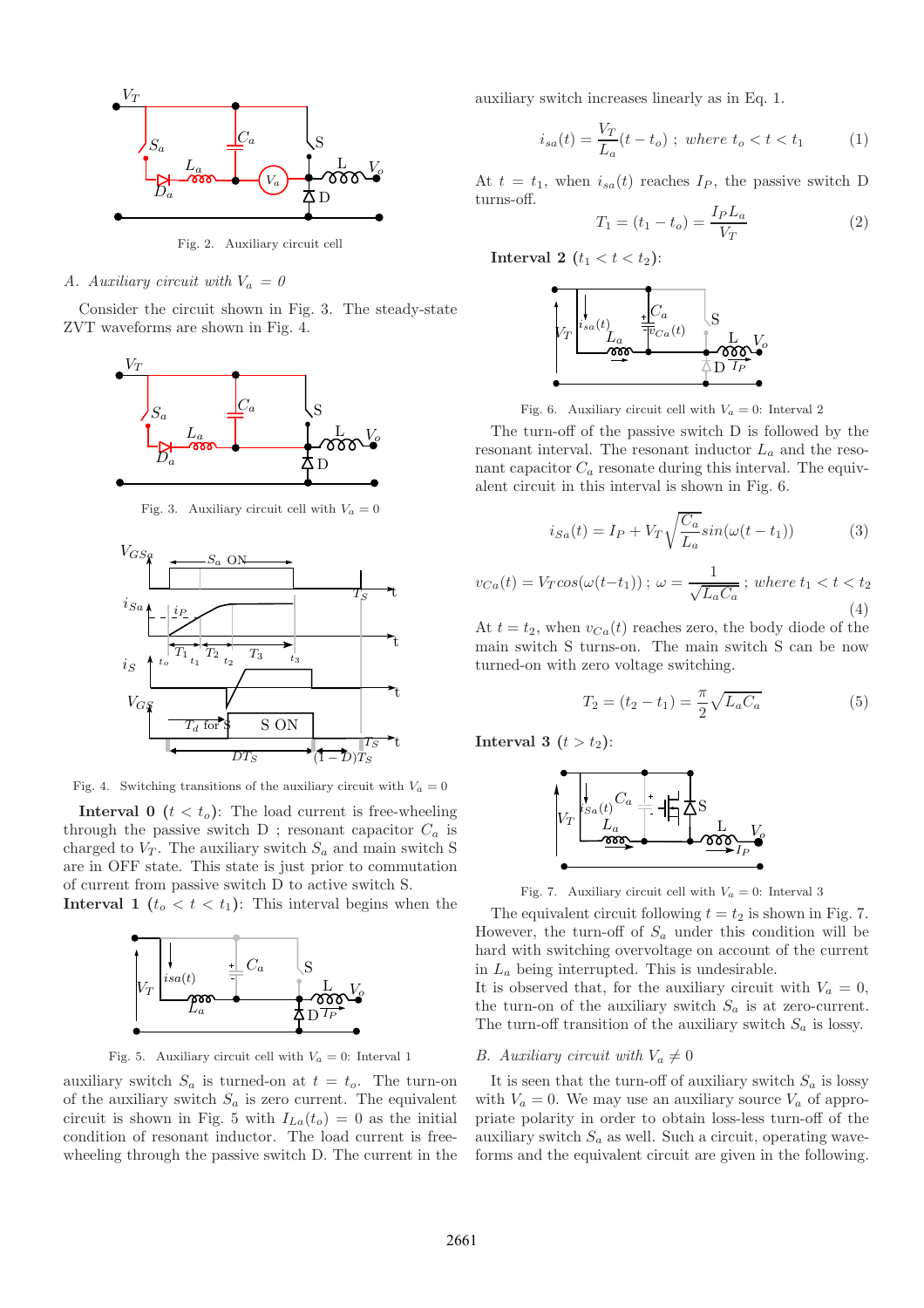Fig. 2. Auxiliary circuit cell

### A. Auxiliary circuit with $V_a = 0$

Consider the circuit shown in Fig. 3. The steady-state ZVT waveforms are shown in Fig. 4.

Fig. 3. Auxiliary circuit cell with $V_a = 0$

Fig. 4. Switching transitions of the auxiliary circuit with $V_a = 0$

**Interval 0** ($t < t_o$): The load current is free-wheeling through the passive switch D ; resonant capacitor $C_a$ is charged to $V_T$. The auxiliary switch $S_a$ and main switch S are in OFF state. This state is just prior to commutation of current from passive switch D to active switch S.

**Interval 1** ($t_o < t < t_1$): This interval begins when the auxiliary switch $S_a$ is turned-on at $t = t_o$. The turn-on of the auxiliary switch $S_a$ is zero current. The equivalent circuit is shown in Fig. 5 with $I_{La}(t_o) = 0$ as the initial condition of resonant inductor. The load current is free-wheeling through the passive switch D. The current in the auxiliary switch increases linearly as in Eq. 1.

Fig. 5. Auxiliary circuit cell with $V_a = 0$: Interval 1

$$i_{sa}(t) = \frac{V_T}{L_a}(t - t_o) \; ; \; where \; t_o < t < t_1 \tag{1}$$

At $t = t_1$, when $i_{sa}(t)$ reaches $I_P$, the passive switch D turns-off.

$$T_1 = (t_1 - t_o) = \frac{I_P L_a}{V_T} \tag{2}$$

**Interval 2** ($t_1 < t < t_2$):

Fig. 6. Auxiliary circuit cell with $V_a = 0$: Interval 2

The turn-off of the passive switch D is followed by the resonant interval. The resonant inductor $L_a$ and the resonant capacitor $C_a$ resonate during this interval. The equivalent circuit in this interval is shown in Fig. 6.

$$i_{Sa}(t) = I_P + V_T\sqrt{\frac{C_a}{L_a}}sin(\omega(t - t_1)) \tag{3}$$

$$v_{Ca}(t) = V_T cos(\omega(t - t_1)) \; ; \; \omega = \frac{1}{\sqrt{L_a C_a}} \; ; \; where \; t_1 < t < t_2 \tag{4}$$

At $t = t_2$, when $v_{Ca}(t)$ reaches zero, the body diode of the main switch S turns-on. The main switch S can be now turned-on with zero voltage switching.

$$T_2 = (t_2 - t_1) = \frac{\pi}{2}\sqrt{L_a C_a} \tag{5}$$

**Interval 3** ($t > t_2$):

Fig. 7. Auxiliary circuit cell with $V_a = 0$: Interval 3

The equivalent circuit following $t = t_2$ is shown in Fig. 7. However, the turn-off of $S_a$ under this condition will be hard with switching overvoltage on account of the current in $L_a$ being interrupted. This is undesirable.

It is observed that, for the auxiliary circuit with $V_a = 0$, the turn-on of the auxiliary switch $S_a$ is at zero-current. The turn-off transition of the auxiliary switch $S_a$ is lossy.

### B. Auxiliary circuit with $V_a \neq 0$

It is seen that the turn-off of auxiliary switch $S_a$ is lossy with $V_a = 0$. We may use an auxiliary source $V_a$ of appropriate polarity in order to obtain loss-less turn-off of the auxiliary switch $S_a$ as well. Such a circuit, operating waveforms and the equivalent circuit are given in the following.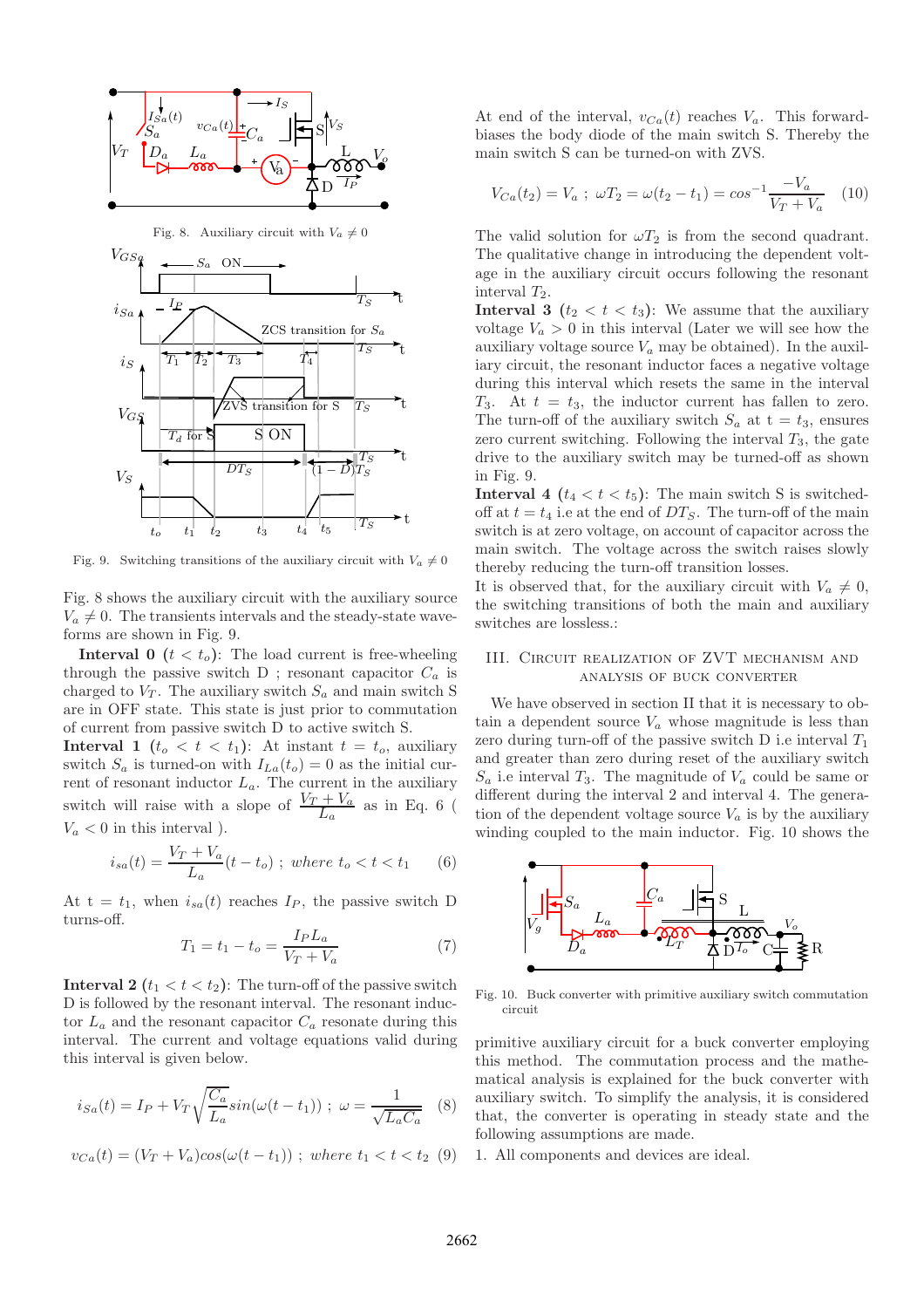Fig. 8. Auxiliary circuit with $V_a \neq 0$

Fig. 9. Switching transitions of the auxiliary circuit with $V_a \neq 0$

Fig. 8 shows the auxiliary circuit with the auxiliary source $V_a \neq 0$. The transients intervals and the steady-state waveforms are shown in Fig. 9.

**Interval 0** ($t < t_o$): The load current is free-wheeling through the passive switch D ; resonant capacitor $C_a$ is charged to $V_T$. The auxiliary switch $S_a$ and main switch S are in OFF state. This state is just prior to commutation of current from passive switch D to active switch S.

**Interval 1** ($t_o < t < t_1$): At instant $t = t_o$, auxiliary switch $S_a$ is turned-on with $I_{La}(t_o) = 0$ as the initial current of resonant inductor $L_a$. The current in the auxiliary switch will raise with a slope of $\frac{V_T + V_a}{L_a}$ as in Eq. 6 ( $V_a < 0$ in this interval ).

$$i_{sa}(t) = \frac{V_T + V_a}{L_a}(t - t_o)\ ;\ where\ t_o < t < t_1 \quad (6)$$

At $t = t_1$, when $i_{sa}(t)$ reaches $I_P$, the passive switch D turns-off.

$$T_1 = t_1 - t_o = \frac{I_P L_a}{V_T + V_a} \quad (7)$$

**Interval 2** ($t_1 < t < t_2$): The turn-off of the passive switch D is followed by the resonant interval. The resonant inductor $L_a$ and the resonant capacitor $C_a$ resonate during this interval. The current and voltage equations valid during this interval is given below.

$$i_{Sa}(t) = I_P + V_T\sqrt{\frac{C_a}{L_a}}sin(\omega(t - t_1))\ ;\ \omega = \frac{1}{\sqrt{L_a C_a}} \quad (8)$$

$$v_{Ca}(t) = (V_T + V_a)cos(\omega(t - t_1))\ ;\ where\ t_1 < t < t_2 \quad (9)$$

At end of the interval, $v_{Ca}(t)$ reaches $V_a$. This forward-biases the body diode of the main switch S. Thereby the main switch S can be turned-on with ZVS.

$$V_{Ca}(t_2) = V_a\ ;\ \omega T_2 = \omega(t_2 - t_1) = cos^{-1}\frac{-V_a}{V_T + V_a} \quad (10)$$

The valid solution for $\omega T_2$ is from the second quadrant. The qualitative change in introducing the dependent voltage in the auxiliary circuit occurs following the resonant interval $T_2$.

**Interval 3** ($t_2 < t < t_3$): We assume that the auxiliary voltage $V_a > 0$ in this interval (Later we will see how the auxiliary voltage source $V_a$ may be obtained). In the auxiliary circuit, the resonant inductor faces a negative voltage during this interval which resets the same in the interval $T_3$. At $t = t_3$, the inductor current has fallen to zero. The turn-off of the auxiliary switch $S_a$ at $t = t_3$, ensures zero current switching. Following the interval $T_3$, the gate drive to the auxiliary switch may be turned-off as shown in Fig. 9.

**Interval 4** ($t_4 < t < t_5$): The main switch S is switched-off at $t = t_4$ i.e at the end of $DT_S$. The turn-off of the main switch is at zero voltage, on account of capacitor across the main switch. The voltage across the switch raises slowly thereby reducing the turn-off transition losses.

It is observed that, for the auxiliary circuit with $V_a \neq 0$, the switching transitions of both the main and auxiliary switches are lossless.:

## III. Circuit realization of ZVT mechanism and analysis of buck converter

We have observed in section II that it is necessary to obtain a dependent source $V_a$ whose magnitude is less than zero during turn-off of the passive switch D i.e interval $T_1$ and greater than zero during reset of the auxiliary switch $S_a$ i.e interval $T_3$. The magnitude of $V_a$ could be same or different during the interval 2 and interval 4. The generation of the dependent voltage source $V_a$ is by the auxiliary winding coupled to the main inductor. Fig. 10 shows the primitive auxiliary circuit for a buck converter employing this method. The commutation process and the mathematical analysis is explained for the buck converter with auxiliary switch. To simplify the analysis, it is considered that, the converter is operating in steady state and the following assumptions are made.

Fig. 10. Buck converter with primitive auxiliary switch commutation circuit

1. All components and devices are ideal.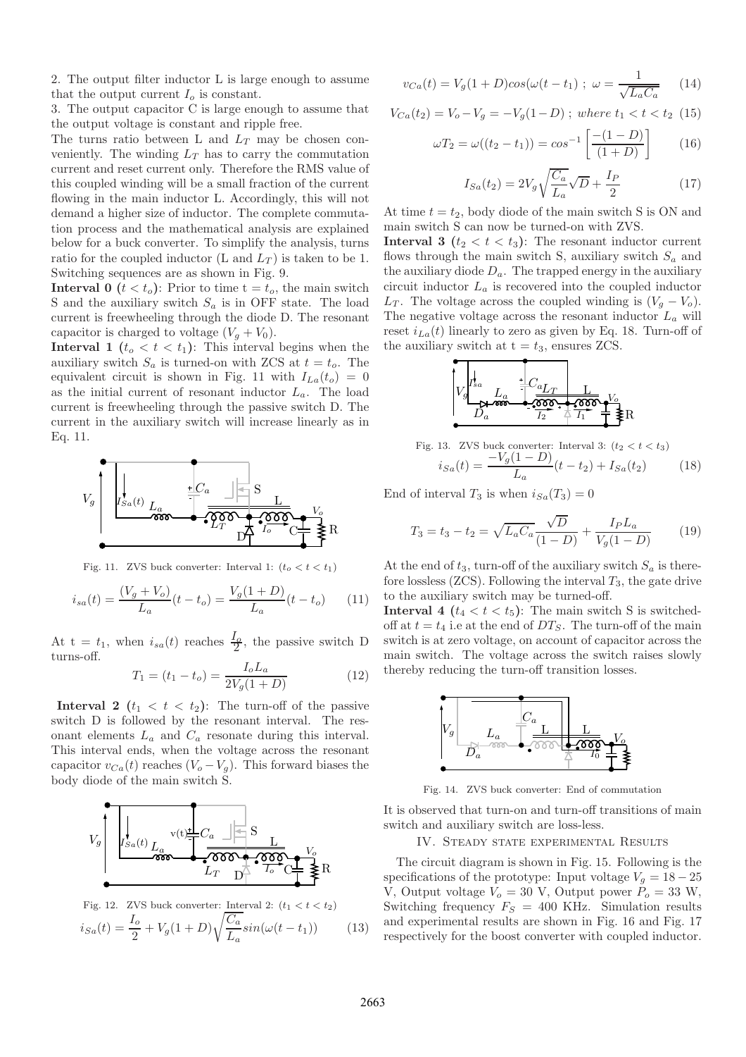2. The output filter inductor L is large enough to assume that the output current $I_o$ is constant.
3. The output capacitor C is large enough to assume that the output voltage is constant and ripple free.

The turns ratio between L and $L_T$ may be chosen conveniently. The winding $L_T$ has to carry the commutation current and reset current only. Therefore the RMS value of this coupled winding will be a small fraction of the current flowing in the main inductor L. Accordingly, this will not demand a higher size of inductor. The complete commutation process and the mathematical analysis are explained below for a buck converter. To simplify the analysis, turns ratio for the coupled inductor (L and $L_T$) is taken to be 1. Switching sequences are as shown in Fig. 9.

**Interval 0 ($t < t_o$):** Prior to time t = $t_o$, the main switch S and the auxiliary switch $S_a$ is in OFF state. The load current is freewheeling through the diode D. The resonant capacitor is charged to voltage $(V_g + V_0)$.

**Interval 1 ($t_o < t < t_1$):** This interval begins when the auxiliary switch $S_a$ is turned-on with ZCS at $t = t_o$. The equivalent circuit is shown in Fig. 11 with $I_{La}(t_o) = 0$ as the initial current of resonant inductor $L_a$. The load current is freewheeling through the passive switch D. The current in the auxiliary switch will increase linearly as in Eq. 11.

Fig. 11. ZVS buck converter: Interval 1: $(t_o < t < t_1)$

$$i_{sa}(t) = \frac{(V_g + V_o)}{L_a}(t - t_o) = \frac{V_g(1 + D)}{L_a}(t - t_o) \qquad (11)$$

At t = $t_1$, when $i_{sa}(t)$ reaches $\frac{I_o}{2}$, the passive switch D turns-off.

$$T_1 = (t_1 - t_o) = \frac{I_o L_a}{2V_g(1 + D)} \qquad (12)$$

**Interval 2 ($t_1 < t < t_2$):** The turn-off of the passive switch D is followed by the resonant interval. The resonant elements $L_a$ and $C_a$ resonate during this interval. This interval ends, when the voltage across the resonant capacitor $v_{Ca}(t)$ reaches $(V_o - V_g)$. This forward biases the body diode of the main switch S.

Fig. 12. ZVS buck converter: Interval 2: $(t_1 < t < t_2)$

$$i_{Sa}(t) = \frac{I_o}{2} + V_g(1 + D)\sqrt{\frac{C_a}{L_a}} sin(\omega(t - t_1)) \qquad (13)$$

$$v_{Ca}(t) = V_g(1 + D)cos(\omega(t - t_1)) \; ; \; \omega = \frac{1}{\sqrt{L_a C_a}} \qquad (14)$$

$$V_{Ca}(t_2) = V_o - V_g = -V_g(1 - D) \; ; \; where \; t_1 < t < t_2 \quad (15)$$

$$\omega T_2 = \omega((t_2 - t_1)) = cos^{-1}\left[\frac{-(1 - D)}{(1 + D)}\right] \qquad (16)$$

$$I_{Sa}(t_2) = 2V_g\sqrt{\frac{C_a}{L_a}}\sqrt{D} + \frac{I_P}{2} \qquad (17)$$

At time $t = t_2$, body diode of the main switch S is ON and main switch S can now be turned-on with ZVS.

**Interval 3 ($t_2 < t < t_3$):** The resonant inductor current flows through the main switch S, auxiliary switch $S_a$ and the auxiliary diode $D_a$. The trapped energy in the auxiliary circuit inductor $L_a$ is recovered into the coupled inductor $L_T$. The voltage across the coupled winding is $(V_g - V_o)$. The negative voltage across the resonant inductor $L_a$ will reset $i_{La}(t)$ linearly to zero as given by Eq. 18. Turn-off of the auxiliary switch at t = $t_3$, ensures ZCS.

Fig. 13. ZVS buck converter: Interval 3: $(t_2 < t < t_3)$

$$i_{Sa}(t) = \frac{-V_g(1 - D)}{L_a}(t - t_2) + I_{Sa}(t_2) \qquad (18)$$

End of interval $T_3$ is when $i_{Sa}(T_3) = 0$

$$T_3 = t_3 - t_2 = \sqrt{L_a C_a}\frac{\sqrt{D}}{(1 - D)} + \frac{I_P L_a}{V_g(1 - D)} \qquad (19)$$

At the end of $t_3$, turn-off of the auxiliary switch $S_a$ is therefore lossless (ZCS). Following the interval $T_3$, the gate drive to the auxiliary switch may be turned-off.

**Interval 4 ($t_4 < t < t_5$):** The main switch S is switched-off at $t = t_4$ i.e at the end of $DT_S$. The turn-off of the main switch is at zero voltage, on account of capacitor across the main switch. The voltage across the switch raises slowly thereby reducing the turn-off transition losses.

Fig. 14. ZVS buck converter: End of commutation

It is observed that turn-on and turn-off transitions of main switch and auxiliary switch are loss-less.

## IV. Steady state experimental Results

The circuit diagram is shown in Fig. 15. Following is the specifications of the prototype: Input voltage $V_g = 18 - 25$ V, Output voltage $V_o = 30$ V, Output power $P_o = 33$ W, Switching frequency $F_S = 400$ KHz. Simulation results and experimental results are shown in Fig. 16 and Fig. 17 respectively for the boost converter with coupled inductor.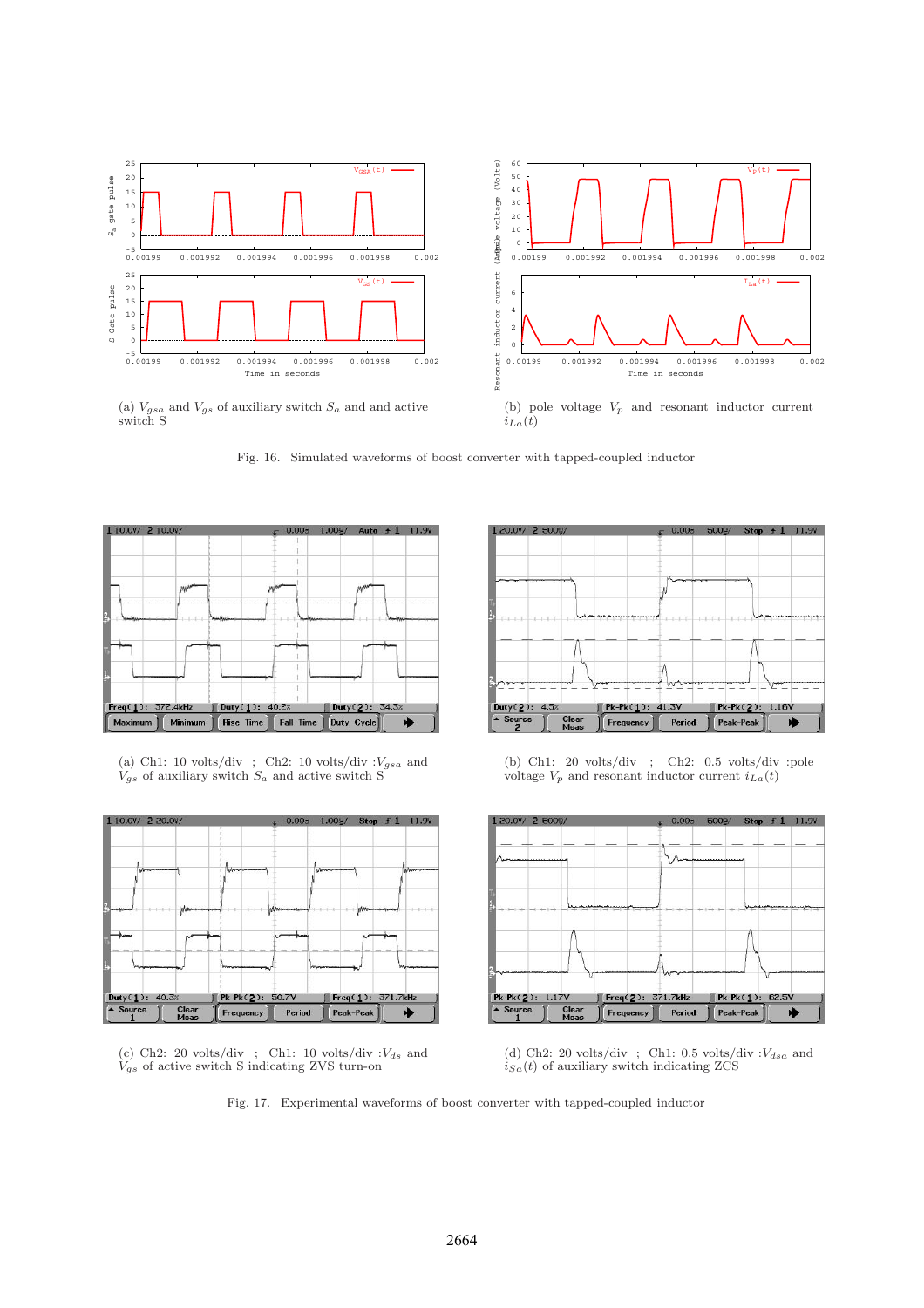$S_a$ gate pulse

25 20 15 10 5 0 −5

$V_{GSA}(t)$

0.00199 0.001992 0.001994 0.001996 0.001998 0.002

S Gate pulse

25 20 15 10 5 0 −5

$V_{GS}(t)$

0.00199 0.001992 0.001994 0.001996 0.001998 0.002

Time in seconds

(a) $V_{gsa}$ and $V_{gs}$ of auxiliary switch $S_a$ and and active switch S

Pole voltage (Volts)

60 50 40 30 20 10 0

$V_p(t)$

0.00199 0.001992 0.001994 0.001996 0.001998 0.002

Resonant inductor current (Amps)

6 4 2 0

$I_{La}(t)$

0.00199 0.001992 0.001994 0.001996 0.001998 0.002

Time in seconds

(b) pole voltage $V_p$ and resonant inductor current $i_{La}(t)$

Fig. 16. Simulated waveforms of boost converter with tapped-coupled inductor

1 10.0V/ 2 10.0V/ 0.00s 1.00§/ Auto ƒ 1 11.9V

Freq(1): 372.4kHz Duty(1): 40.2% Duty(2): 34.3%

Maximum Minimum Rise Time Fall Time Duty Cycle

(a) Ch1: 10 volts/div ; Ch2: 10 volts/div :$V_{gsa}$ and $V_{gs}$ of auxiliary switch $S_a$ and active switch S

1 20.0V/ 2 500%/ 0.00s 500§/ Stop ƒ 1 11.9V

Duty(2): 4.5% Pk-Pk(1): 41.3V Pk-Pk(2): 1.16V

Source 2 Clear Meas Frequency Period Peak-Peak

(b) Ch1: 20 volts/div ; Ch2: 0.5 volts/div :pole voltage $V_p$ and resonant inductor current $i_{La}(t)$

1 10.0V/ 2 20.0V/ 0.00s 1.00§/ Stop ƒ 1 11.9V

Duty(1): 40.3% Pk-Pk(2): 50.7V Freq(1): 371.7kHz

Source 1 Clear Meas Frequency Period Peak-Peak

(c) Ch2: 20 volts/div ; Ch1: 10 volts/div :$V_{ds}$ and $V_{gs}$ of active switch S indicating ZVS turn-on

1 20.0V/ 2 500%/ 0.00s 500§/ Stop ƒ 1 11.9V

Pk-Pk(2): 1.17V Freq(2): 371.7kHz Pk-Pk(1): 62.5V

Source 1 Clear Meas Frequency Period Peak-Peak

(d) Ch2: 20 volts/div ; Ch1: 0.5 volts/div :$V_{dsa}$ and $i_{Sa}(t)$ of auxiliary switch indicating ZCS

Fig. 17. Experimental waveforms of boost converter with tapped-coupled inductor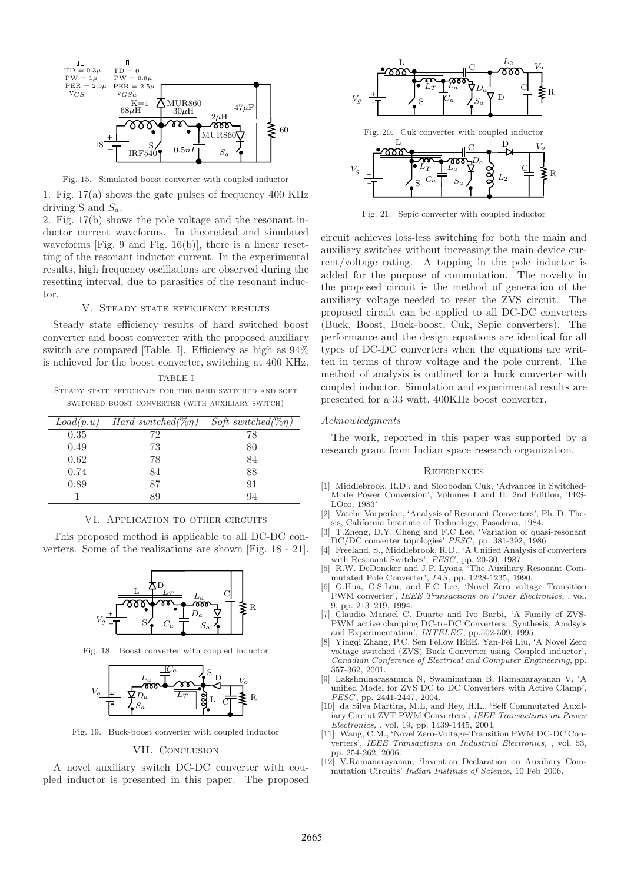TD = 0.3μ
PW = 1μ
PER = 2.5μ
$v_{GS}$

TD = 0
PW = 0.8μ
PER = 2.5μ
$v_{GSa}$

K=1
68μH
30μH
MUR860
2μH
MUR860
47μF
60
18
S
IRF540
0.5nF
$S_a$

Fig. 15. Simulated boost converter with coupled inductor

1. Fig. 17(a) shows the gate pulses of frequency 400 KHz driving S and $S_a$.

2. Fig. 17(b) shows the pole voltage and the resonant inductor current waveforms. In theoretical and simulated waveforms [Fig. 9 and Fig. 16(b)], there is a linear resetting of the resonant inductor current. In the experimental results, high frequency oscillations are observed during the resetting interval, due to parasitics of the resonant inductor.

## V. Steady state efficiency results

Steady state efficiency results of hard switched boost converter and boost converter with the proposed auxiliary switch are compared [Table. I]. Efficiency as high as 94% is achieved for the boost converter, switching at 400 KHz.

TABLE I
Steady state efficiency for the hard switched and soft switched boost converter (with auxiliary switch)

| *Load(p.u)* | *Hard switched(%η)* | *Soft switched(%η)* |
|---|---|---|
| 0.35 | 72 | 78 |
| 0.49 | 73 | 80 |
| 0.62 | 78 | 84 |
| 0.74 | 84 | 88 |
| 0.89 | 87 | 91 |
| 1 | 89 | 94 |

## VI. Application to other circuits

This proposed method is applicable to all DC-DC converters. Some of the realizations are shown [Fig. 18 - 21].

Fig. 18. Boost converter with coupled inductor

Fig. 19. Buck-boost converter with coupled inductor

Fig. 20. Cuk converter with coupled inductor

Fig. 21. Sepic converter with coupled inductor

## VII. Conclusion

A novel auxiliary switch DC-DC converter with coupled inductor is presented in this paper. The proposed circuit achieves loss-less switching for both the main and auxiliary switches without increasing the main device current/voltage rating. A tapping in the pole inductor is added for the purpose of commutation. The novelty in the proposed circuit is the method of generation of the auxiliary voltage needed to reset the ZVS circuit. The proposed circuit can be applied to all DC-DC converters (Buck, Boost, Buck-boost, Cuk, Sepic converters). The performance and the design equations are identical for all types of DC-DC converters when the equations are written in terms of throw voltage and the pole current. The method of analysis is outlined for a buck converter with coupled inductor. Simulation and experimental results are presented for a 33 watt, 400KHz boost converter.

### *Acknowledgments*

The work, reported in this paper was supported by a research grant from Indian space research organization.

## References

[1] Middlebrook, R.D., and Sloobodan Cuk, 'Advances in Switched-Mode Power Conversion', Volumes I and II, 2nd Edition, TESLOco, 1983'

[2] Vatche Vorperian, 'Analysis of Resonant Converters', Ph. D. Thesis, California Institute of Technology, Pasadena, 1984.

[3] T.Zheng, D.Y. Cheng and F.C Lee, 'Variation of quasi-resonant DC/DC converter topologies' *PESC*, pp. 381-392, 1986.

[4] Freeland, S., Middlebrook, R.D., 'A Unified Analysis of converters with Resonant Switches', *PESC*, pp. 20-30, 1987.

[5] R.W. DeDoncker and J.P. Lyons, 'The Auxiliary Resonant Commutated Pole Converter', *IAS*, pp. 1228-1235, 1990.

[6] G.Hua, C.S.Leu, and F.C Lee, 'Novel Zero voltage Transition PWM converter', *IEEE Transactions on Power Electronics,* , vol. 9, pp. 213–219, 1994.

[7] Claudio Manoel C. Duarte and Ivo Barbi, 'A Family of ZVS-PWM active clamping DC-to-DC Converters: Synthesis, Analsyis and Experimentation', *INTELEC*, pp.502-509, 1995.

[8] Yingqi Zhang, P.C. Sen Fellow IEEE, Yan-Fei Liu, 'A Novel Zero voltage switched (ZVS) Buck Converter using Coupled inductor', *Canadian Conference of Electrical and Computer Engineering*, pp. 357-362, 2001.

[9] Lakshminarasamma N, Swaminathan B, Ramanarayanan V, 'A unified Model for ZVS DC to DC Converters with Active Clamp', *PESC*, pp. 2441-2447, 2004.

[10] da Silva Martins, M.L, and Hey, H.L., 'Self Commutated Auxiliary Circiut ZVT PWM Converters', *IEEE Transactions on Power Electronics,* , vol. 19, pp. 1439-1445, 2004.

[11] Wang, C.M., 'Novel Zero-Voltage-Transition PWM DC-DC Converters', *IEEE Transactions on Industrial Electronics,* , vol. 53, pp. 254-262, 2006.

[12] V.Ramanarayanan, 'Invention Declaration on Auxiliary Commutation Circuits' *Indian Institute of Science*, 10 Feb 2006.